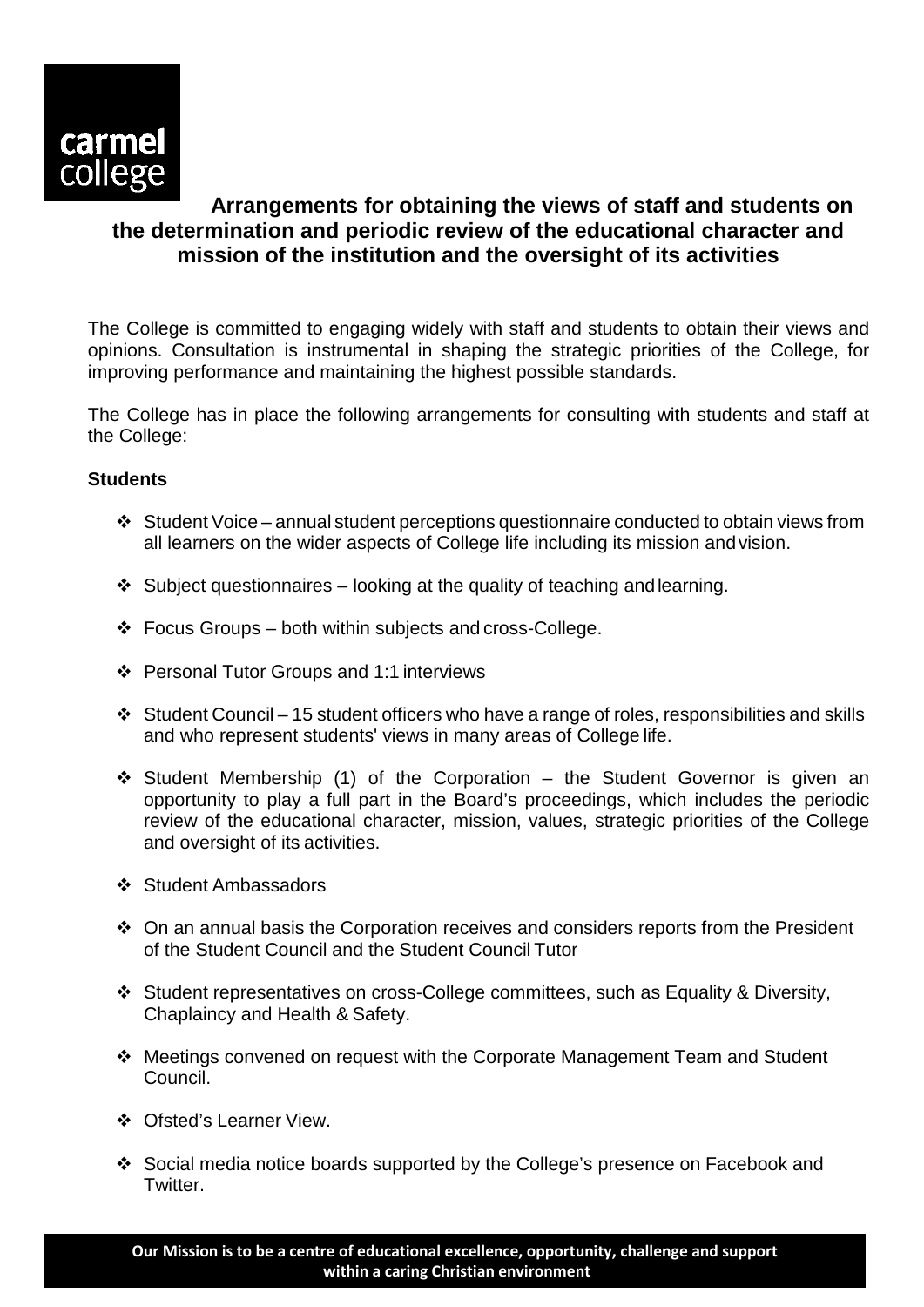carmel college

# Arrangements for obtaining the views of staff and students on the determination and periodic review of the educational character and mission of the institution and the oversight of its activities

The College is committed to engaging widely with staff and students to obtain their views and opinions. Consultation is instrumental in shaping the strategic priorities of the College, for improving performance and maintaining the highest possible standards.

The College has in place the following arrangements for consulting with students and staff at the College:

**Students**

- Student Voice – annual student perceptions questionnaire conducted to obtain views from all learners on the wider aspects of College life including its mission and vision.
- Subject questionnaires – looking at the quality of teaching and learning.
- Focus Groups – both within subjects and cross-College.
- Personal Tutor Groups and 1:1 interviews
- Student Council – 15 student officers who have a range of roles, responsibilities and skills and who represent students' views in many areas of College life.
- Student Membership (1) of the Corporation – the Student Governor is given an opportunity to play a full part in the Board's proceedings, which includes the periodic review of the educational character, mission, values, strategic priorities of the College and oversight of its activities.
- Student Ambassadors
- On an annual basis the Corporation receives and considers reports from the President of the Student Council and the Student Council Tutor
- Student representatives on cross-College committees, such as Equality & Diversity, Chaplaincy and Health & Safety.
- Meetings convened on request with the Corporate Management Team and Student Council.
- Ofsted's Learner View.
- Social media notice boards supported by the College's presence on Facebook and Twitter.

**Our Mission is to be a centre of educational excellence, opportunity, challenge and support within a caring Christian environment**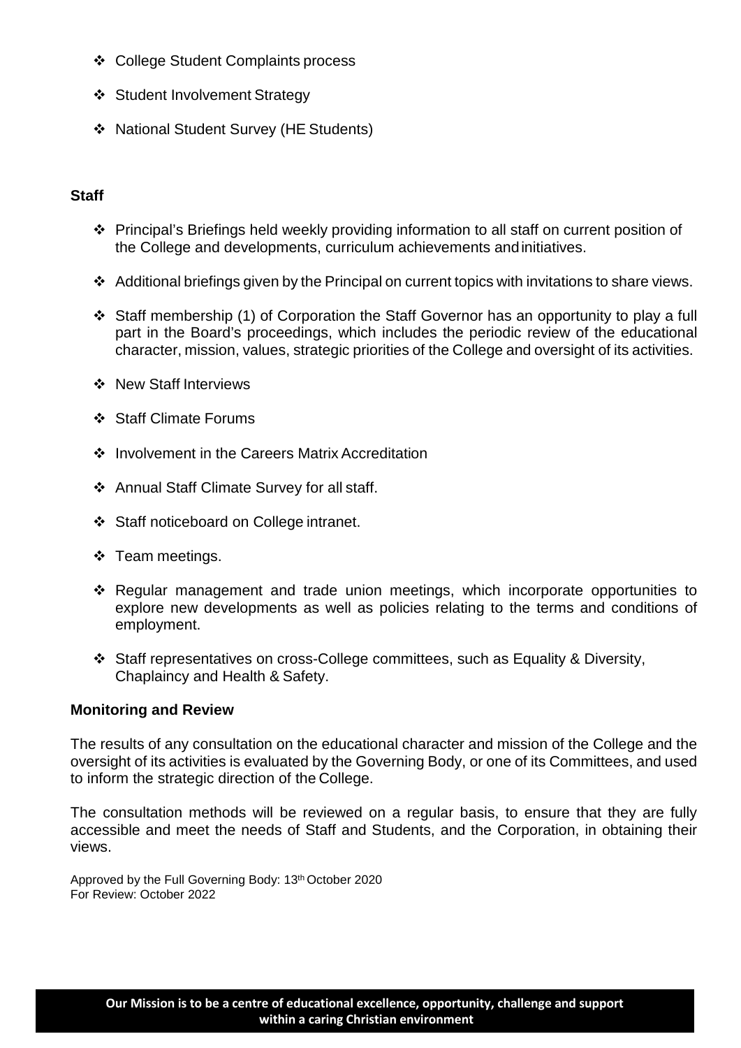- College Student Complaints process
- Student Involvement Strategy
- National Student Survey (HE Students)

**Staff**

- Principal's Briefings held weekly providing information to all staff on current position of the College and developments, curriculum achievements and initiatives.
- Additional briefings given by the Principal on current topics with invitations to share views.
- Staff membership (1) of Corporation the Staff Governor has an opportunity to play a full part in the Board's proceedings, which includes the periodic review of the educational character, mission, values, strategic priorities of the College and oversight of its activities.
- New Staff Interviews
- Staff Climate Forums
- Involvement in the Careers Matrix Accreditation
- Annual Staff Climate Survey for all staff.
- Staff noticeboard on College intranet.
- Team meetings.
- Regular management and trade union meetings, which incorporate opportunities to explore new developments as well as policies relating to the terms and conditions of employment.
- Staff representatives on cross-College committees, such as Equality & Diversity, Chaplaincy and Health & Safety.

**Monitoring and Review**

The results of any consultation on the educational character and mission of the College and the oversight of its activities is evaluated by the Governing Body, or one of its Committees, and used to inform the strategic direction of the College.

The consultation methods will be reviewed on a regular basis, to ensure that they are fully accessible and meet the needs of Staff and Students, and the Corporation, in obtaining their views.

Approved by the Full Governing Body: 13th October 2020
For Review: October 2022

**Our Mission is to be a centre of educational excellence, opportunity, challenge and support within a caring Christian environment**